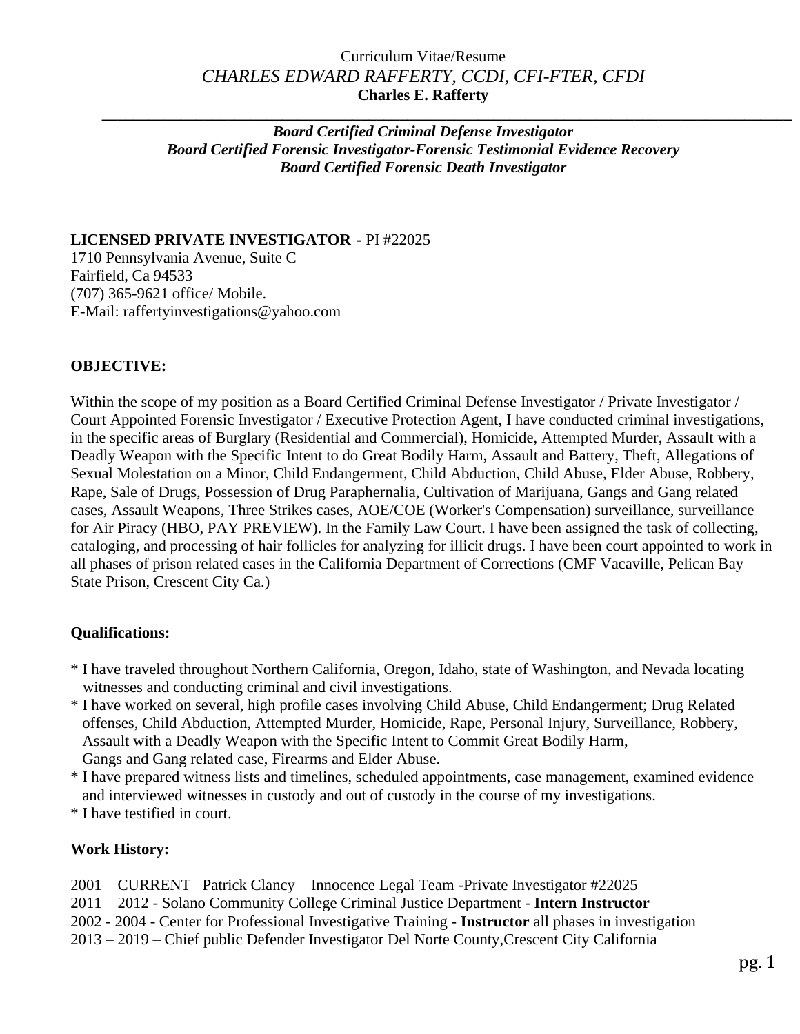Curriculum Vitae/Resume

*CHARLES EDWARD RAFFERTY, CCDI, CFI-FTER, CFDI*

**Charles E. Rafferty**

---

***Board Certified Criminal Defense Investigator***
***Board Certified Forensic Investigator-Forensic Testimonial Evidence Recovery***
***Board Certified Forensic Death Investigator***

**LICENSED PRIVATE INVESTIGATOR -** PI #22025
1710 Pennsylvania Avenue, Suite C
Fairfield, Ca 94533
(707) 365-9621 office/ Mobile.
E-Mail: raffertyinvestigations@yahoo.com

**OBJECTIVE:**

Within the scope of my position as a Board Certified Criminal Defense Investigator / Private Investigator / Court Appointed Forensic Investigator / Executive Protection Agent, I have conducted criminal investigations, in the specific areas of Burglary (Residential and Commercial), Homicide, Attempted Murder, Assault with a Deadly Weapon with the Specific Intent to do Great Bodily Harm, Assault and Battery, Theft, Allegations of Sexual Molestation on a Minor, Child Endangerment, Child Abduction, Child Abuse, Elder Abuse, Robbery, Rape, Sale of Drugs, Possession of Drug Paraphernalia, Cultivation of Marijuana, Gangs and Gang related cases, Assault Weapons, Three Strikes cases, AOE/COE (Worker's Compensation) surveillance, surveillance for Air Piracy (HBO, PAY PREVIEW). In the Family Law Court. I have been assigned the task of collecting, cataloging, and processing of hair follicles for analyzing for illicit drugs. I have been court appointed to work in all phases of prison related cases in the California Department of Corrections (CMF Vacaville, Pelican Bay State Prison, Crescent City Ca.)

**Qualifications:**

* I have traveled throughout Northern California, Oregon, Idaho, state of Washington, and Nevada locating witnesses and conducting criminal and civil investigations.
* I have worked on several, high profile cases involving Child Abuse, Child Endangerment; Drug Related offenses, Child Abduction, Attempted Murder, Homicide, Rape, Personal Injury, Surveillance, Robbery, Assault with a Deadly Weapon with the Specific Intent to Commit Great Bodily Harm, Gangs and Gang related case, Firearms and Elder Abuse.
* I have prepared witness lists and timelines, scheduled appointments, case management, examined evidence and interviewed witnesses in custody and out of custody in the course of my investigations.
* I have testified in court.

**Work History:**

2001 – CURRENT –Patrick Clancy – Innocence Legal Team -Private Investigator #22025
2011 – 2012 - Solano Community College Criminal Justice Department - **Intern Instructor**
2002 - 2004 - Center for Professional Investigative Training **- Instructor** all phases in investigation
2013 – 2019 – Chief public Defender Investigator Del Norte County,Crescent City California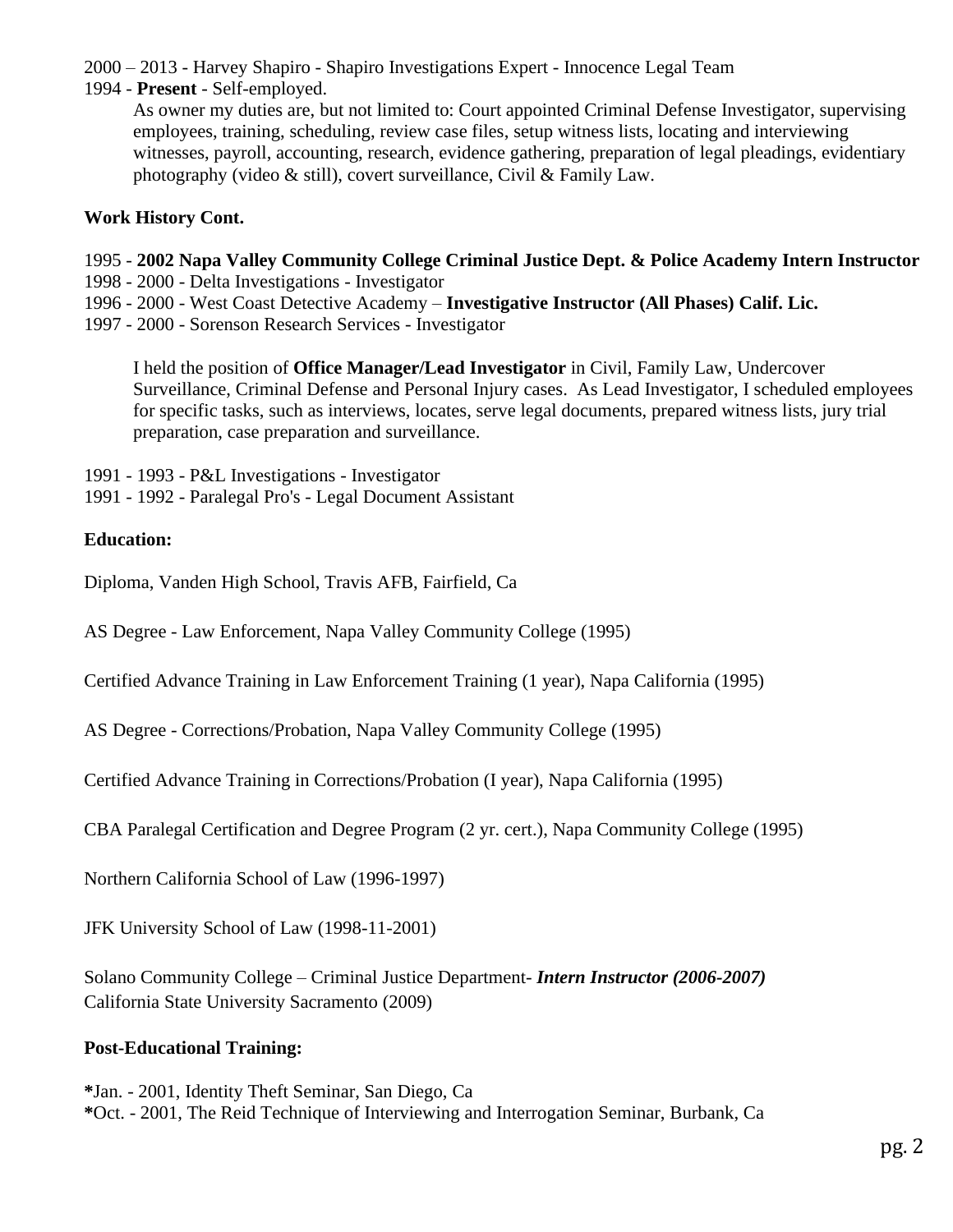2000 – 2013 - Harvey Shapiro - Shapiro Investigations Expert - Innocence Legal Team
1994 - **Present** - Self-employed.

As owner my duties are, but not limited to: Court appointed Criminal Defense Investigator, supervising employees, training, scheduling, review case files, setup witness lists, locating and interviewing witnesses, payroll, accounting, research, evidence gathering, preparation of legal pleadings, evidentiary photography (video & still), covert surveillance, Civil & Family Law.

**Work History Cont.**

1995 - **2002 Napa Valley Community College Criminal Justice Dept. & Police Academy Intern Instructor**
1998 - 2000 - Delta Investigations - Investigator
1996 - 2000 - West Coast Detective Academy – **Investigative Instructor (All Phases) Calif. Lic.**
1997 - 2000 - Sorenson Research Services - Investigator

I held the position of **Office Manager/Lead Investigator** in Civil, Family Law, Undercover Surveillance, Criminal Defense and Personal Injury cases. As Lead Investigator, I scheduled employees for specific tasks, such as interviews, locates, serve legal documents, prepared witness lists, jury trial preparation, case preparation and surveillance.

1991 - 1993 - P&L Investigations - Investigator
1991 - 1992 - Paralegal Pro's - Legal Document Assistant

**Education:**

Diploma, Vanden High School, Travis AFB, Fairfield, Ca

AS Degree - Law Enforcement, Napa Valley Community College (1995)

Certified Advance Training in Law Enforcement Training (1 year), Napa California (1995)

AS Degree - Corrections/Probation, Napa Valley Community College (1995)

Certified Advance Training in Corrections/Probation (I year), Napa California (1995)

CBA Paralegal Certification and Degree Program (2 yr. cert.), Napa Community College (1995)

Northern California School of Law (1996-1997)

JFK University School of Law (1998-11-2001)

Solano Community College – Criminal Justice Department- ***Intern Instructor (2006-2007)***
California State University Sacramento (2009)

**Post-Educational Training:**

**\***Jan. - 2001, Identity Theft Seminar, San Diego, Ca
**\***Oct. - 2001, The Reid Technique of Interviewing and Interrogation Seminar, Burbank, Ca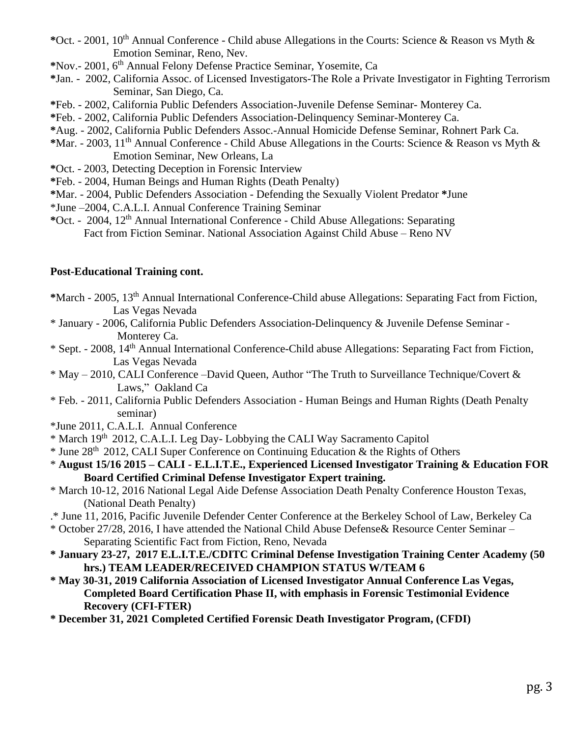*Oct. - 2001, 10th Annual Conference - Child abuse Allegations in the Courts: Science & Reason vs Myth & Emotion Seminar, Reno, Nev.

*Nov.- 2001, 6th Annual Felony Defense Practice Seminar, Yosemite, Ca

*Jan. - 2002, California Assoc. of Licensed Investigators-The Role a Private Investigator in Fighting Terrorism Seminar, San Diego, Ca.

*Feb. - 2002, California Public Defenders Association-Juvenile Defense Seminar- Monterey Ca.

*Feb. - 2002, California Public Defenders Association-Delinquency Seminar-Monterey Ca.

*Aug. - 2002, California Public Defenders Assoc.-Annual Homicide Defense Seminar, Rohnert Park Ca.

*Mar. - 2003, 11th Annual Conference - Child Abuse Allegations in the Courts: Science & Reason vs Myth & Emotion Seminar, New Orleans, La

*Oct. - 2003, Detecting Deception in Forensic Interview

*Feb. - 2004, Human Beings and Human Rights (Death Penalty)

*Mar. - 2004, Public Defenders Association - Defending the Sexually Violent Predator *June

*June –2004, C.A.L.I. Annual Conference Training Seminar

*Oct. - 2004, 12th Annual International Conference - Child Abuse Allegations: Separating Fact from Fiction Seminar. National Association Against Child Abuse – Reno NV

**Post-Educational Training cont.**

*March - 2005, 13th Annual International Conference-Child abuse Allegations: Separating Fact from Fiction, Las Vegas Nevada

* January - 2006, California Public Defenders Association-Delinquency & Juvenile Defense Seminar - Monterey Ca.

* Sept. - 2008, 14th Annual International Conference-Child abuse Allegations: Separating Fact from Fiction, Las Vegas Nevada

* May – 2010, CALI Conference –David Queen, Author "The Truth to Surveillance Technique/Covert & Laws," Oakland Ca

* Feb. - 2011, California Public Defenders Association - Human Beings and Human Rights (Death Penalty seminar)

*June 2011, C.A.L.I. Annual Conference

* March 19th 2012, C.A.L.I. Leg Day- Lobbying the CALI Way Sacramento Capitol

* June 28th 2012, CALI Super Conference on Continuing Education & the Rights of Others

* **August 15/16 2015 – CALI - E.L.I.T.E., Experienced Licensed Investigator Training & Education FOR Board Certified Criminal Defense Investigator Expert training.**

* March 10-12, 2016 National Legal Aide Defense Association Death Penalty Conference Houston Texas, (National Death Penalty)

.* June 11, 2016, Pacific Juvenile Defender Center Conference at the Berkeley School of Law, Berkeley Ca

* October 27/28, 2016, I have attended the National Child Abuse Defense& Resource Center Seminar – Separating Scientific Fact from Fiction, Reno, Nevada

**\* January 23-27, 2017 E.L.I.T.E./CDITC Criminal Defense Investigation Training Center Academy (50 hrs.) TEAM LEADER/RECEIVED CHAMPION STATUS W/TEAM 6**

**\* May 30-31, 2019 California Association of Licensed Investigator Annual Conference Las Vegas, Completed Board Certification Phase II, with emphasis in Forensic Testimonial Evidence Recovery (CFI-FTER)**

**\* December 31, 2021 Completed Certified Forensic Death Investigator Program, (CFDI)**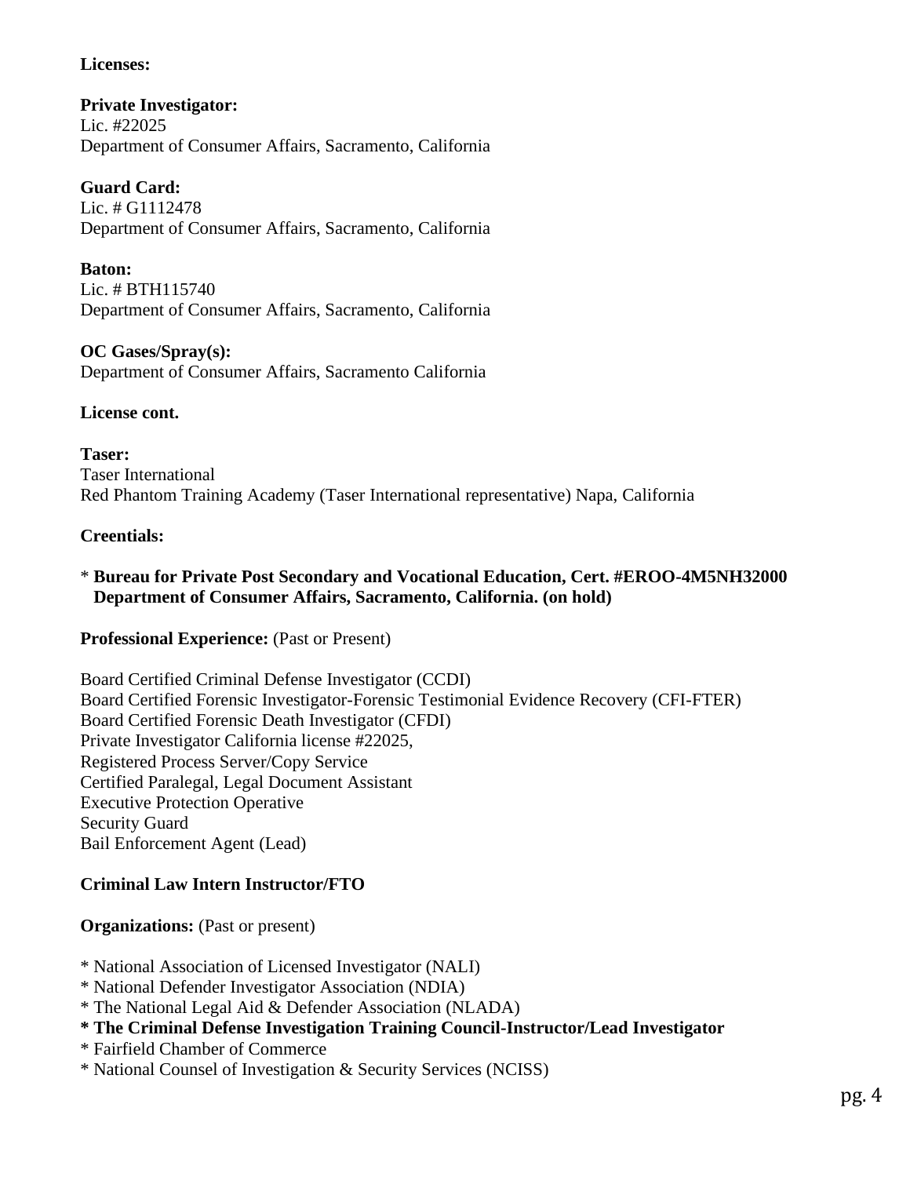**Licenses:**

**Private Investigator:**
Lic. #22025
Department of Consumer Affairs, Sacramento, California

**Guard Card:**
Lic. # G1112478
Department of Consumer Affairs, Sacramento, California

**Baton:**
Lic. # BTH115740
Department of Consumer Affairs, Sacramento, California

**OC Gases/Spray(s):**
Department of Consumer Affairs, Sacramento California

**License cont.**

**Taser:**
Taser International
Red Phantom Training Academy (Taser International representative) Napa, California

**Creentials:**

* **Bureau for Private Post Secondary and Vocational Education, Cert. #EROO-4M5NH32000 Department of Consumer Affairs, Sacramento, California. (on hold)**

**Professional Experience:** (Past or Present)

Board Certified Criminal Defense Investigator (CCDI)
Board Certified Forensic Investigator-Forensic Testimonial Evidence Recovery (CFI-FTER)
Board Certified Forensic Death Investigator (CFDI)
Private Investigator California license #22025,
Registered Process Server/Copy Service
Certified Paralegal, Legal Document Assistant
Executive Protection Operative
Security Guard
Bail Enforcement Agent (Lead)

**Criminal Law Intern Instructor/FTO**

**Organizations:** (Past or present)

* National Association of Licensed Investigator (NALI)
* National Defender Investigator Association (NDIA)
* The National Legal Aid & Defender Association (NLADA)
* **The Criminal Defense Investigation Training Council-Instructor/Lead Investigator**
* Fairfield Chamber of Commerce
* National Counsel of Investigation & Security Services (NCISS)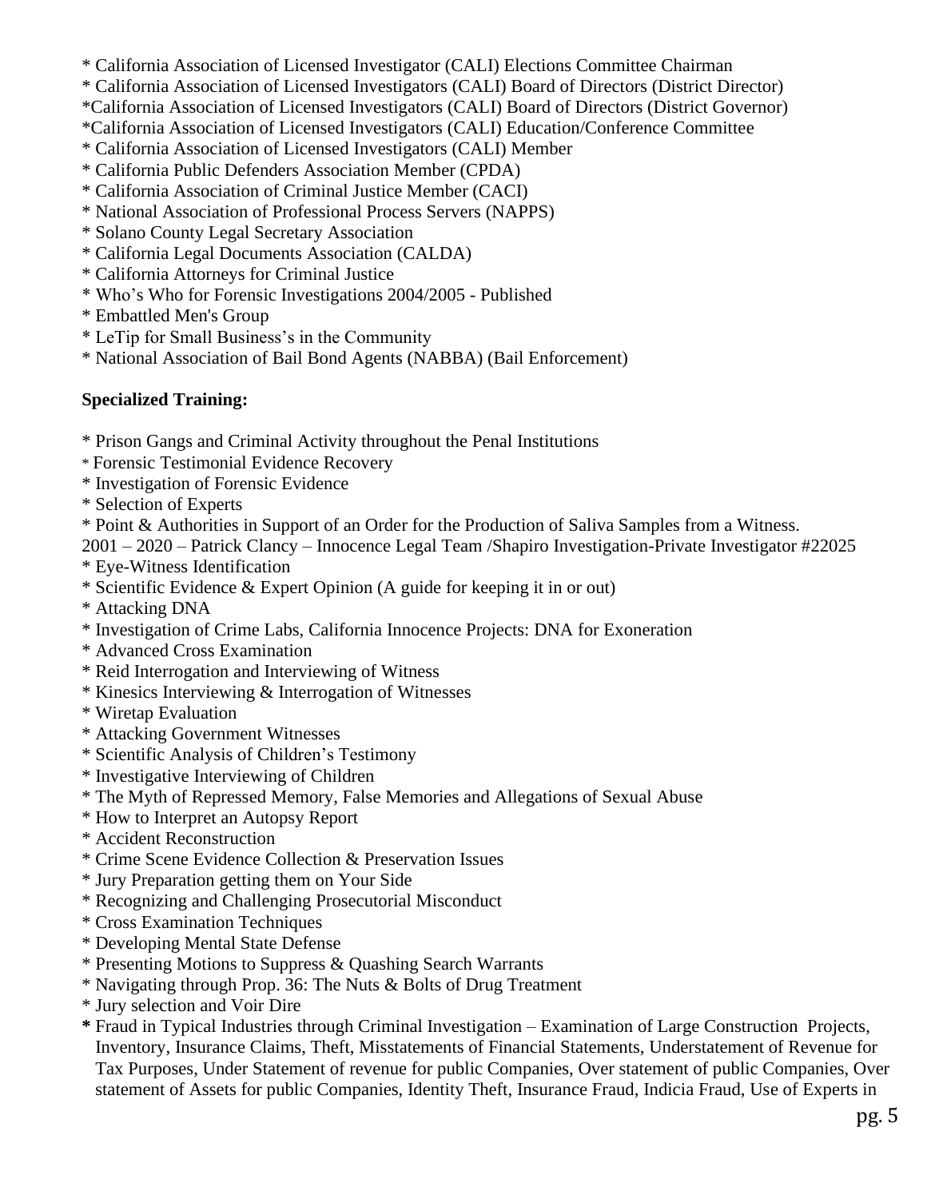\* California Association of Licensed Investigator (CALI) Elections Committee Chairman
\* California Association of Licensed Investigators (CALI) Board of Directors (District Director)
\*California Association of Licensed Investigators (CALI) Board of Directors (District Governor)
\*California Association of Licensed Investigators (CALI) Education/Conference Committee
\* California Association of Licensed Investigators (CALI) Member
\* California Public Defenders Association Member (CPDA)
\* California Association of Criminal Justice Member (CACI)
\* National Association of Professional Process Servers (NAPPS)
\* Solano County Legal Secretary Association
\* California Legal Documents Association (CALDA)
\* California Attorneys for Criminal Justice
\* Who's Who for Forensic Investigations 2004/2005 - Published
\* Embattled Men's Group
\* LeTip for Small Business's in the Community
\* National Association of Bail Bond Agents (NABBA) (Bail Enforcement)

**Specialized Training:**

\* Prison Gangs and Criminal Activity throughout the Penal Institutions
\* Forensic Testimonial Evidence Recovery
\* Investigation of Forensic Evidence
\* Selection of Experts
\* Point & Authorities in Support of an Order for the Production of Saliva Samples from a Witness.
2001 – 2020 – Patrick Clancy – Innocence Legal Team /Shapiro Investigation-Private Investigator #22025
\* Eye-Witness Identification
\* Scientific Evidence & Expert Opinion (A guide for keeping it in or out)
\* Attacking DNA
\* Investigation of Crime Labs, California Innocence Projects: DNA for Exoneration
\* Advanced Cross Examination
\* Reid Interrogation and Interviewing of Witness
\* Kinesics Interviewing & Interrogation of Witnesses
\* Wiretap Evaluation
\* Attacking Government Witnesses
\* Scientific Analysis of Children's Testimony
\* Investigative Interviewing of Children
\* The Myth of Repressed Memory, False Memories and Allegations of Sexual Abuse
\* How to Interpret an Autopsy Report
\* Accident Reconstruction
\* Crime Scene Evidence Collection & Preservation Issues
\* Jury Preparation getting them on Your Side
\* Recognizing and Challenging Prosecutorial Misconduct
\* Cross Examination Techniques
\* Developing Mental State Defense
\* Presenting Motions to Suppress & Quashing Search Warrants
\* Navigating through Prop. 36: The Nuts & Bolts of Drug Treatment
\* Jury selection and Voir Dire
\* Fraud in Typical Industries through Criminal Investigation – Examination of Large Construction Projects, Inventory, Insurance Claims, Theft, Misstatements of Financial Statements, Understatement of Revenue for Tax Purposes, Under Statement of revenue for public Companies, Over statement of public Companies, Over statement of Assets for public Companies, Identity Theft, Insurance Fraud, Indicia Fraud, Use of Experts in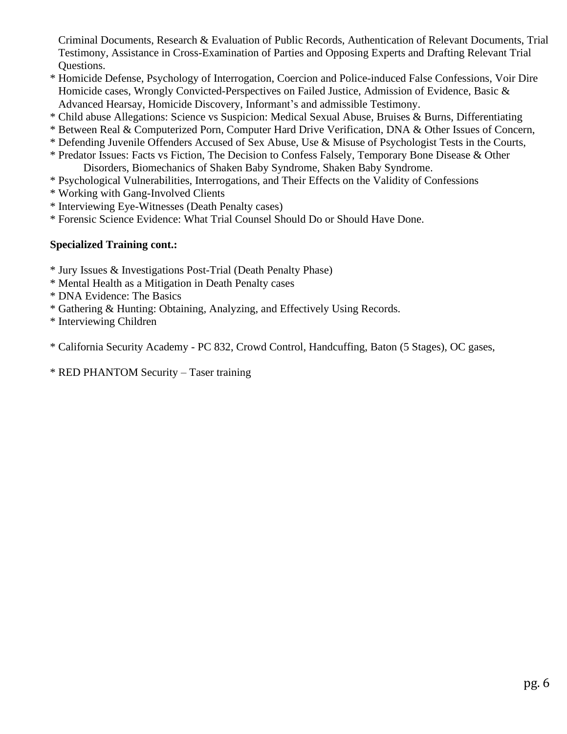Criminal Documents, Research & Evaluation of Public Records, Authentication of Relevant Documents, Trial Testimony, Assistance in Cross-Examination of Parties and Opposing Experts and Drafting Relevant Trial Questions.

* Homicide Defense, Psychology of Interrogation, Coercion and Police-induced False Confessions, Voir Dire Homicide cases, Wrongly Convicted-Perspectives on Failed Justice, Admission of Evidence, Basic & Advanced Hearsay, Homicide Discovery, Informant's and admissible Testimony.
* Child abuse Allegations: Science vs Suspicion: Medical Sexual Abuse, Bruises & Burns, Differentiating
* Between Real & Computerized Porn, Computer Hard Drive Verification, DNA & Other Issues of Concern,
* Defending Juvenile Offenders Accused of Sex Abuse, Use & Misuse of Psychologist Tests in the Courts,
* Predator Issues: Facts vs Fiction, The Decision to Confess Falsely, Temporary Bone Disease & Other Disorders, Biomechanics of Shaken Baby Syndrome, Shaken Baby Syndrome.
* Psychological Vulnerabilities, Interrogations, and Their Effects on the Validity of Confessions
* Working with Gang-Involved Clients
* Interviewing Eye-Witnesses (Death Penalty cases)
* Forensic Science Evidence: What Trial Counsel Should Do or Should Have Done.

**Specialized Training cont.:**

* Jury Issues & Investigations Post-Trial (Death Penalty Phase)
* Mental Health as a Mitigation in Death Penalty cases
* DNA Evidence: The Basics
* Gathering & Hunting: Obtaining, Analyzing, and Effectively Using Records.
* Interviewing Children

* California Security Academy - PC 832, Crowd Control, Handcuffing, Baton (5 Stages), OC gases,

* RED PHANTOM Security – Taser training